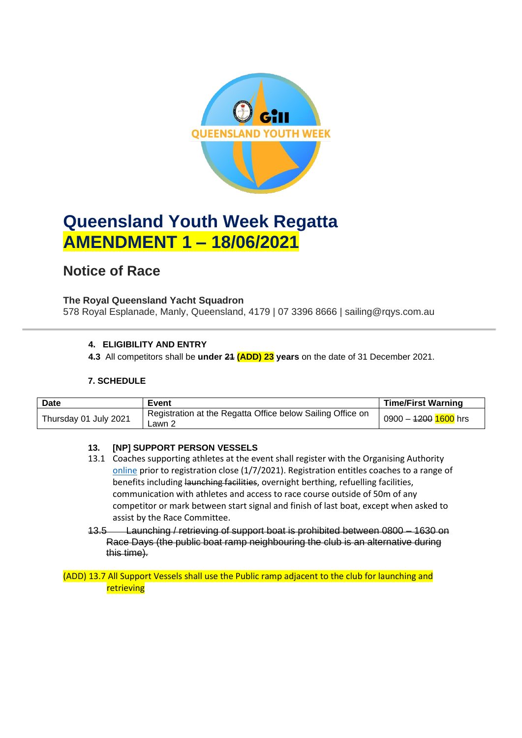# Queensland Youth Week Regatta
# AMENDMENT 1 – 18/06/2021

## Notice of Race

**The Royal Queensland Yacht Squadron**
578 Royal Esplanade, Manly, Queensland, 4179 | 07 3396 8666 | sailing@rqys.com.au

---

### 4. ELIGIBILITY AND ENTRY

**4.3** All competitors shall be **under ~~21~~ (ADD) 23 years** on the date of 31 December 2021.

### 7. SCHEDULE

| Date | Event | Time/First Warning |
|---|---|---|
| Thursday 01 July 2021 | Registration at the Regatta Office below Sailing Office on Lawn 2 | 0900 – ~~1200~~ 1600 hrs |

### 13. [NP] SUPPORT PERSON VESSELS

13.1 Coaches supporting athletes at the event shall register with the Organising Authority online prior to registration close (1/7/2021). Registration entitles coaches to a range of benefits including ~~launching facilities~~, overnight berthing, refuelling facilities, communication with athletes and access to race course outside of 50m of any competitor or mark between start signal and finish of last boat, except when asked to assist by the Race Committee.

~~13.5 Launching / retrieving of support boat is prohibited between 0800 – 1630 on Race Days (the public boat ramp neighbouring the club is an alternative during this time).~~

(ADD) 13.7 All Support Vessels shall use the Public ramp adjacent to the club for launching and retrieving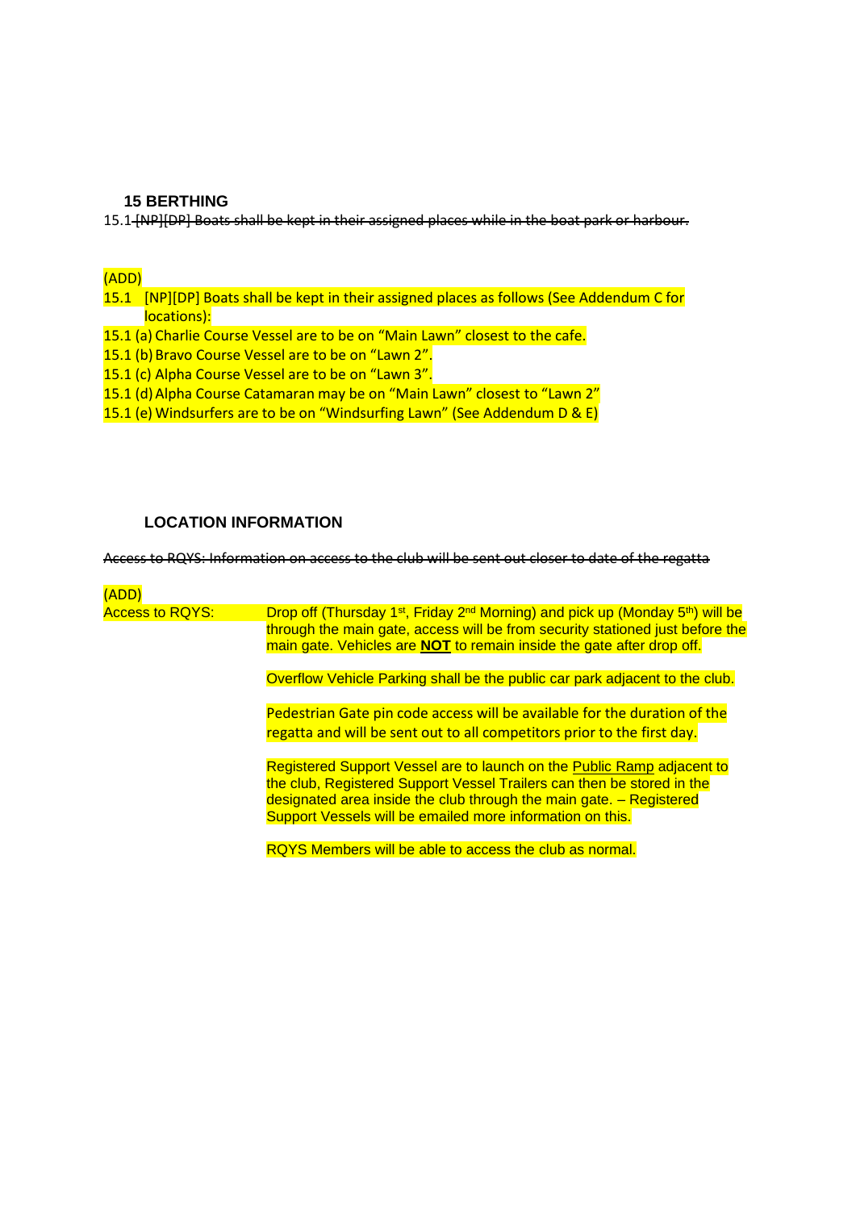## 15 BERTHING

15.1 ~~[NP][DP] Boats shall be kept in their assigned places while in the boat park or harbour.~~

(ADD)

15.1 [NP][DP] Boats shall be kept in their assigned places as follows (See Addendum C for locations):

15.1 (a) Charlie Course Vessel are to be on "Main Lawn" closest to the cafe.

15.1 (b) Bravo Course Vessel are to be on "Lawn 2".

15.1 (c) Alpha Course Vessel are to be on "Lawn 3".

15.1 (d) Alpha Course Catamaran may be on "Main Lawn" closest to "Lawn 2"

15.1 (e) Windsurfers are to be on "Windsurfing Lawn" (See Addendum D & E)

## LOCATION INFORMATION

~~Access to RQYS: Information on access to the club will be sent out closer to date of the regatta~~

(ADD)

Access to RQYS:

Drop off (Thursday 1st, Friday 2nd Morning) and pick up (Monday 5th) will be through the main gate, access will be from security stationed just before the main gate. Vehicles are **NOT** to remain inside the gate after drop off.

Overflow Vehicle Parking shall be the public car park adjacent to the club.

Pedestrian Gate pin code access will be available for the duration of the regatta and will be sent out to all competitors prior to the first day.

Registered Support Vessel are to launch on the Public Ramp adjacent to the club, Registered Support Vessel Trailers can then be stored in the designated area inside the club through the main gate. – Registered Support Vessels will be emailed more information on this.

RQYS Members will be able to access the club as normal.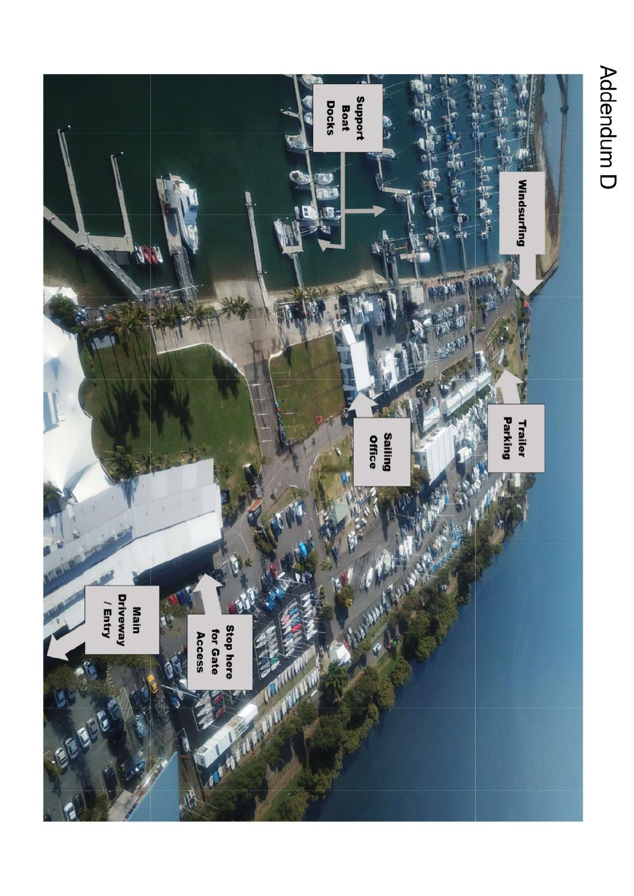# Addendum D

Support Boat Docks

Windsurfing

Trailer Parking

Sailing Office

Main Driveway / Entry

Stop here for Gate Access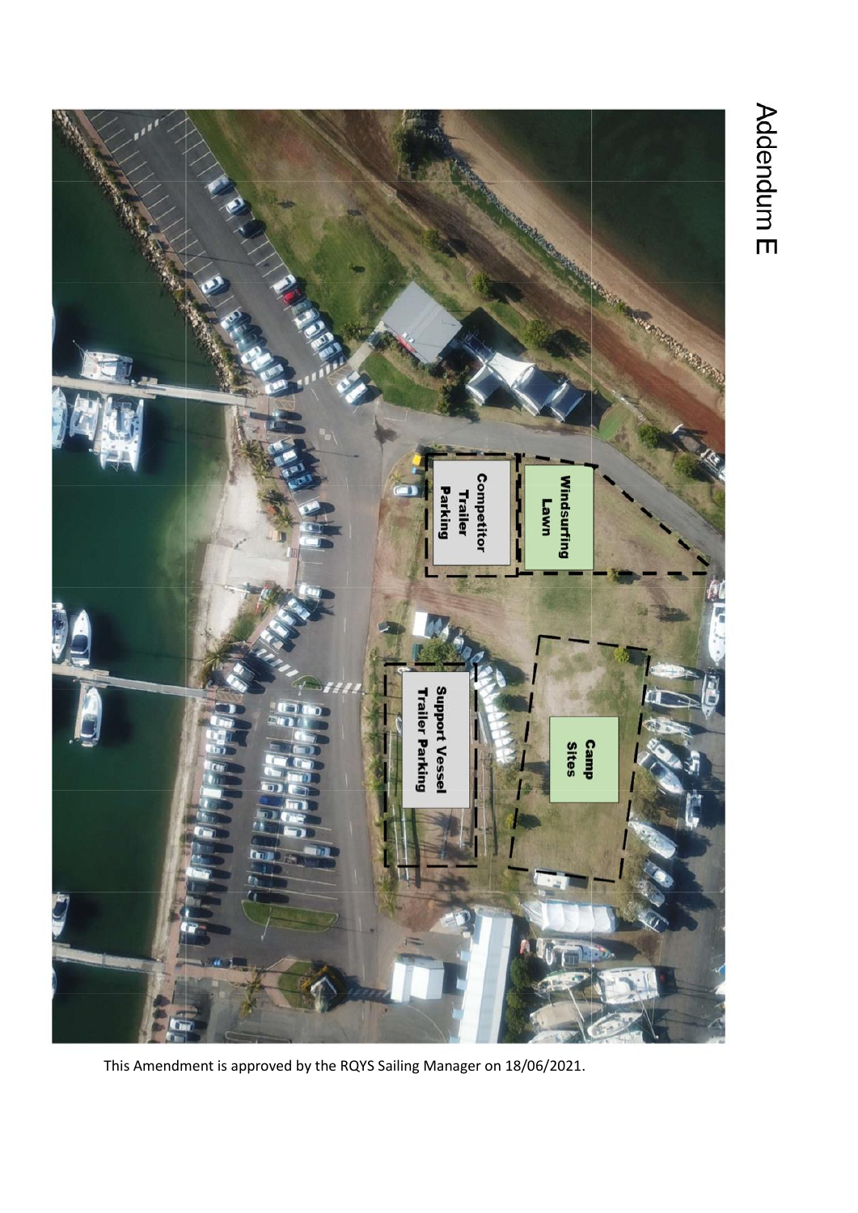# Addendum E

Competitor Trailer Parking

Windsurfing Lawn

Support Vessel Trailer Parking

Camp Sites

This Amendment is approved by the RQYS Sailing Manager on 18/06/2021.